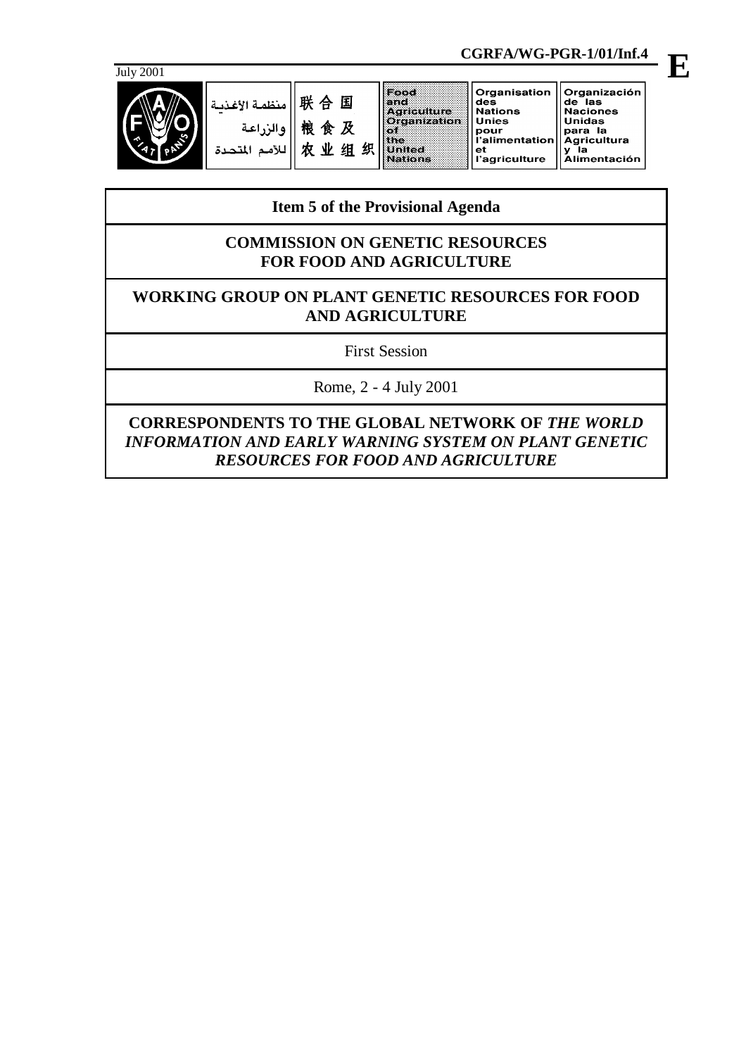CGRFA/WG-PGR-1/01/Inf.4

**E**

July 2001

منظمة الأغذية والزراعة للأمم المتحدة

联合国粮食及农业组织

Food and Agriculture Organization of the United Nations

Organisation des Nations Unies pour l'alimentation et l'agriculture

Organización de las Naciones Unidas para la Agricultura y la Alimentación

**Item 5 of the Provisional Agenda**

**COMMISSION ON GENETIC RESOURCES FOR FOOD AND AGRICULTURE**

**WORKING GROUP ON PLANT GENETIC RESOURCES FOR FOOD AND AGRICULTURE**

First Session

Rome, 2 - 4 July 2001

# CORRESPONDENTS TO THE GLOBAL NETWORK OF *THE WORLD INFORMATION AND EARLY WARNING SYSTEM ON PLANT GENETIC RESOURCES FOR FOOD AND AGRICULTURE*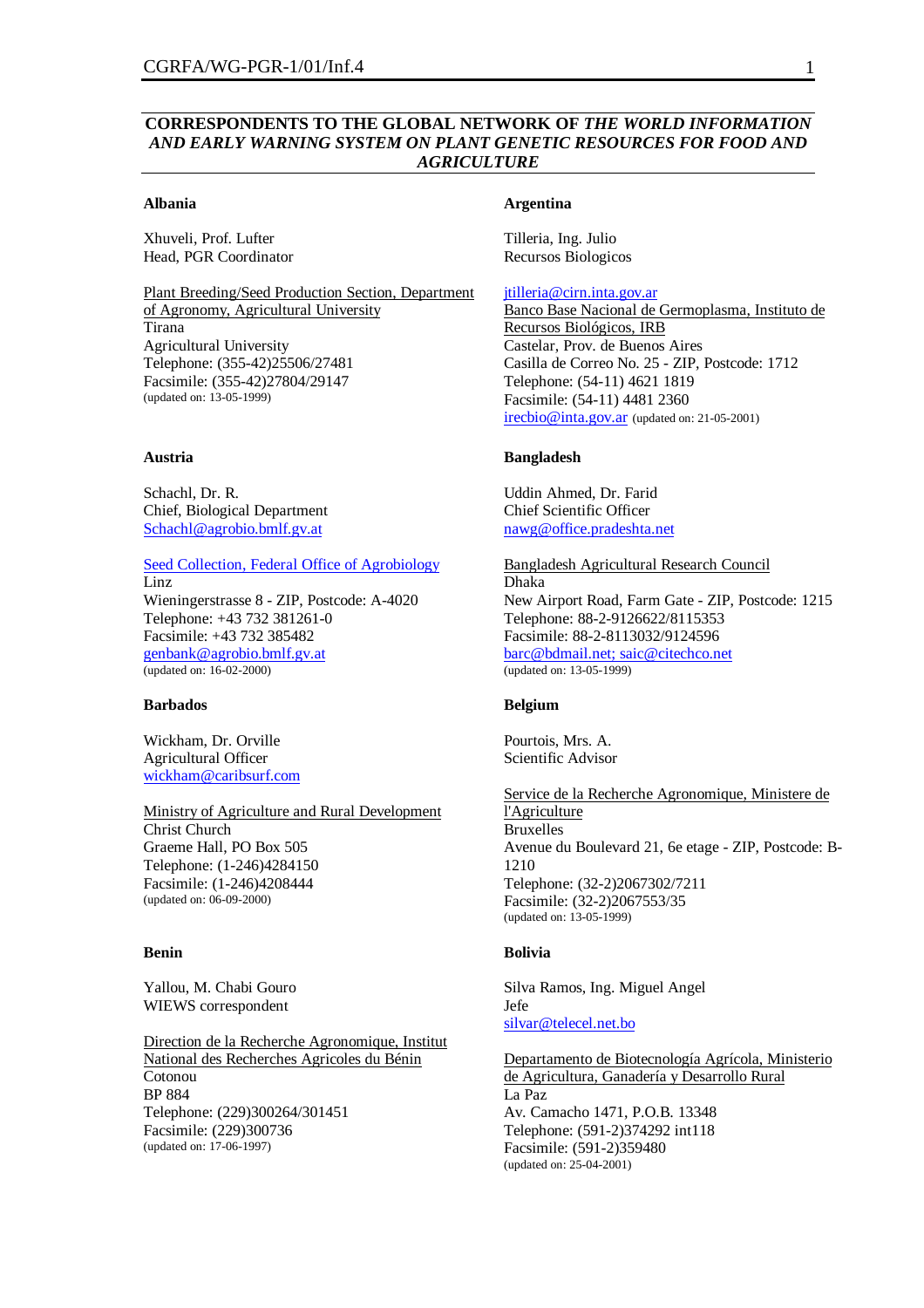## CORRESPONDENTS TO THE GLOBAL NETWORK OF *THE WORLD INFORMATION AND EARLY WARNING SYSTEM ON PLANT GENETIC RESOURCES FOR FOOD AND AGRICULTURE*

### Albania

Xhuveli, Prof. Lufter
Head, PGR Coordinator

Plant Breeding/Seed Production Section, Department of Agronomy, Agricultural University
Tirana
Agricultural University
Telephone: (355-42)25506/27481
Facsimile: (355-42)27804/29147
(updated on: 13-05-1999)

### Argentina

Tilleria, Ing. Julio
Recursos Biologicos

jtilleria@cirn.inta.gov.ar
Banco Base Nacional de Germoplasma, Instituto de Recursos Biológicos, IRB
Castelar, Prov. de Buenos Aires
Casilla de Correo No. 25 - ZIP, Postcode: 1712
Telephone: (54-11) 4621 1819
Facsimile: (54-11) 4481 2360
irecbio@inta.gov.ar (updated on: 21-05-2001)

### Austria

Schachl, Dr. R.
Chief, Biological Department
Schachl@agrobio.bmlf.gv.at

Seed Collection, Federal Office of Agrobiology
Linz
Wieningerstrasse 8 - ZIP, Postcode: A-4020
Telephone: +43 732 381261-0
Facsimile: +43 732 385482
genbank@agrobio.bmlf.gv.at
(updated on: 16-02-2000)

### Bangladesh

Uddin Ahmed, Dr. Farid
Chief Scientific Officer
nawg@office.pradeshta.net

Bangladesh Agricultural Research Council
Dhaka
New Airport Road, Farm Gate - ZIP, Postcode: 1215
Telephone: 88-2-9126622/8115353
Facsimile: 88-2-8113032/9124596
barc@bdmail.net; saic@citechco.net
(updated on: 13-05-1999)

### Barbados

Wickham, Dr. Orville
Agricultural Officer
wickham@caribsurf.com

Ministry of Agriculture and Rural Development
Christ Church
Graeme Hall, PO Box 505
Telephone: (1-246)4284150
Facsimile: (1-246)4208444
(updated on: 06-09-2000)

### Belgium

Pourtois, Mrs. A.
Scientific Advisor

Service de la Recherche Agronomique, Ministere de l'Agriculture
Bruxelles
Avenue du Boulevard 21, 6e etage - ZIP, Postcode: B-1210
Telephone: (32-2)2067302/7211
Facsimile: (32-2)2067553/35
(updated on: 13-05-1999)

### Benin

Yallou, M. Chabi Gouro
WIEWS correspondent

Direction de la Recherche Agronomique, Institut National des Recherches Agricoles du Bénin
Cotonou
BP 884
Telephone: (229)300264/301451
Facsimile: (229)300736
(updated on: 17-06-1997)

### Bolivia

Silva Ramos, Ing. Miguel Angel
Jefe
silvar@telecel.net.bo

Departamento de Biotecnología Agrícola, Ministerio de Agricultura, Ganadería y Desarrollo Rural
La Paz
Av. Camacho 1471, P.O.B. 13348
Telephone: (591-2)374292 int118
Facsimile: (591-2)359480
(updated on: 25-04-2001)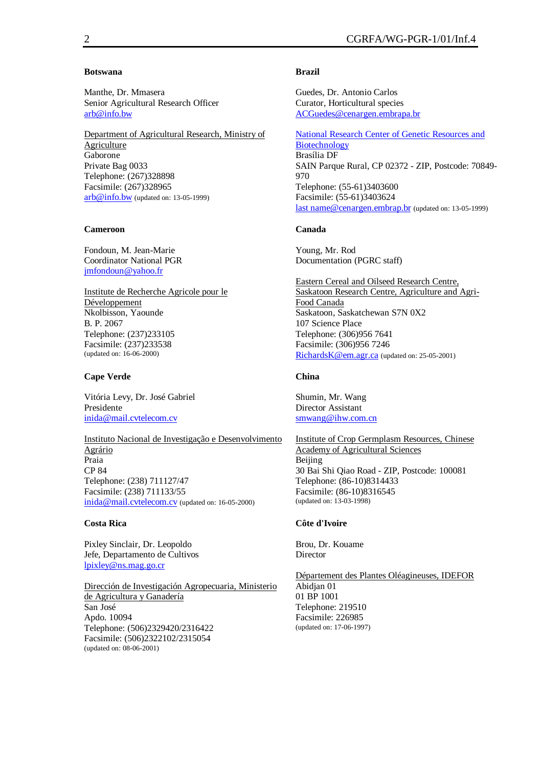**Botswana**

Manthe, Dr. Mmasera
Senior Agricultural Research Officer
arb@info.bw

Department of Agricultural Research, Ministry of Agriculture
Gaborone
Private Bag 0033
Telephone: (267)328898
Facsimile: (267)328965
arb@info.bw (updated on: 13-05-1999)

**Cameroon**

Fondoun, M. Jean-Marie
Coordinator National PGR
jmfondoun@yahoo.fr

Institute de Recherche Agricole pour le Développement
Nkolbisson, Yaounde
B. P. 2067
Telephone: (237)233105
Facsimile: (237)233538
(updated on: 16-06-2000)

**Cape Verde**

Vitória Levy, Dr. José Gabriel
Presidente
inida@mail.cvtelecom.cv

Instituto Nacional de Investigação e Desenvolvimento Agrário
Praia
CP 84
Telephone: (238) 711127/47
Facsimile: (238) 711133/55
inida@mail.cvtelecom.cv (updated on: 16-05-2000)

**Costa Rica**

Pixley Sinclair, Dr. Leopoldo
Jefe, Departamento de Cultivos
lpixley@ns.mag.go.cr

Dirección de Investigación Agropecuaria, Ministerio de Agricultura y Ganadería
San José
Apdo. 10094
Telephone: (506)2329420/2316422
Facsimile: (506)2322102/2315054
(updated on: 08-06-2001)

**Brazil**

Guedes, Dr. Antonio Carlos
Curator, Horticultural species
ACGuedes@cenargen.embrapa.br

National Research Center of Genetic Resources and Biotechnology
Brasília DF
SAIN Parque Rural, CP 02372 - ZIP, Postcode: 70849-970
Telephone: (55-61)3403600
Facsimile: (55-61)3403624
last name@cenargen.embrap.br (updated on: 13-05-1999)

**Canada**

Young, Mr. Rod
Documentation (PGRC staff)

Eastern Cereal and Oilseed Research Centre, Saskatoon Research Centre, Agriculture and Agri-Food Canada
Saskatoon, Saskatchewan S7N 0X2
107 Science Place
Telephone: (306)956 7641
Facsimile: (306)956 7246
RichardsK@em.agr.ca (updated on: 25-05-2001)

**China**

Shumin, Mr. Wang
Director Assistant
smwang@ihw.com.cn

Institute of Crop Germplasm Resources, Chinese Academy of Agricultural Sciences
Beijing
30 Bai Shi Qiao Road - ZIP, Postcode: 100081
Telephone: (86-10)8314433
Facsimile: (86-10)8316545
(updated on: 13-03-1998)

**Côte d'Ivoire**

Brou, Dr. Kouame
Director

Département des Plantes Oléagineuses, IDEFOR
Abidjan 01
01 BP 1001
Telephone: 219510
Facsimile: 226985
(updated on: 17-06-1997)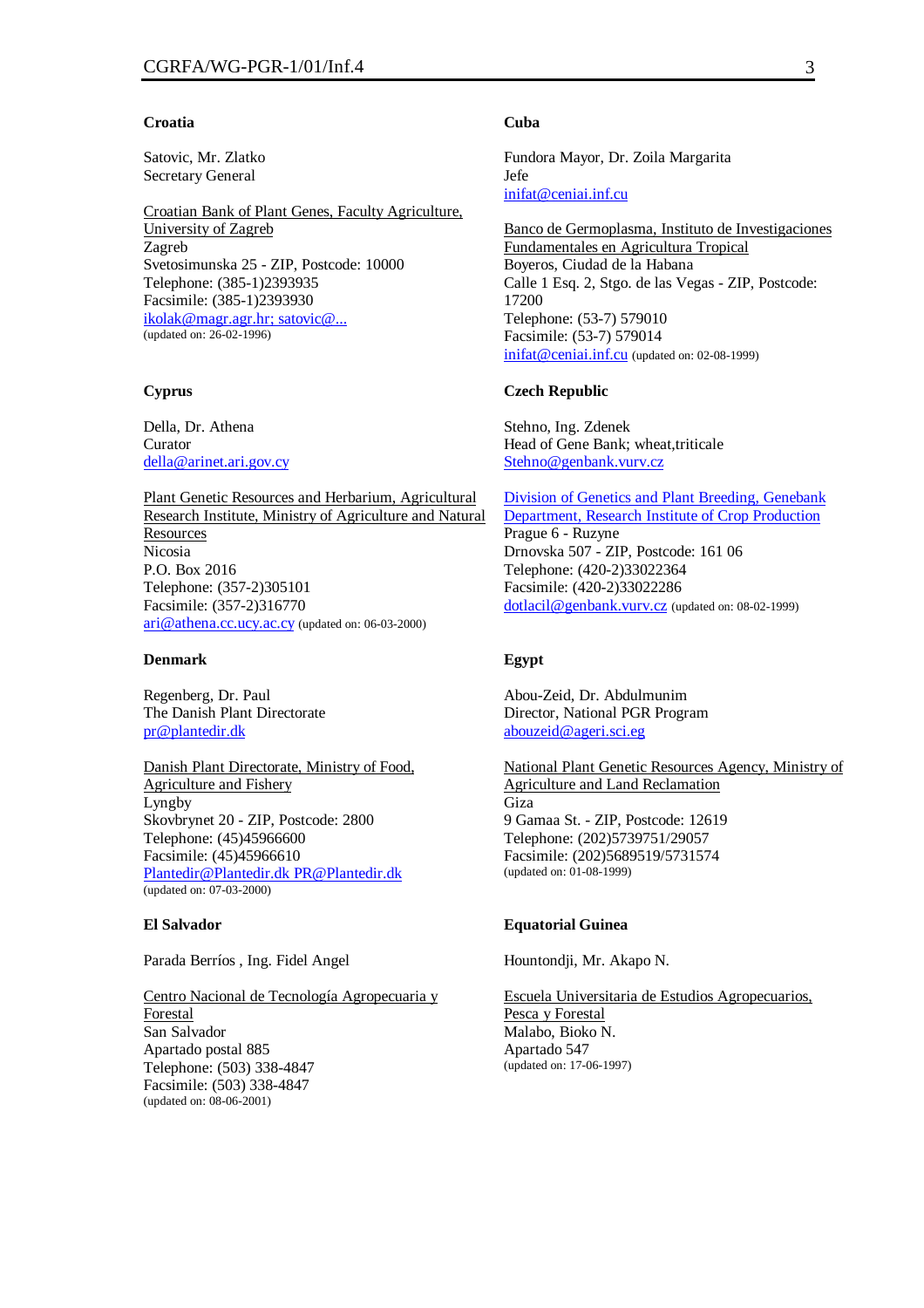### Croatia

Satovic, Mr. Zlatko
Secretary General

Croatian Bank of Plant Genes, Faculty Agriculture, University of Zagreb
Zagreb
Svetosimunska 25 - ZIP, Postcode: 10000
Telephone: (385-1)2393935
Facsimile: (385-1)2393930
ikolak@magr.agr.hr; satovic@...
(updated on: 26-02-1996)

### Cuba

Fundora Mayor, Dr. Zoila Margarita
Jefe
inifat@ceniai.inf.cu

Banco de Germoplasma, Instituto de Investigaciones Fundamentales en Agricultura Tropical
Boyeros, Ciudad de la Habana
Calle 1 Esq. 2, Stgo. de las Vegas - ZIP, Postcode: 17200
Telephone: (53-7) 579010
Facsimile: (53-7) 579014
inifat@ceniai.inf.cu (updated on: 02-08-1999)

### Cyprus

Della, Dr. Athena
Curator
della@arinet.ari.gov.cy

Plant Genetic Resources and Herbarium, Agricultural Research Institute, Ministry of Agriculture and Natural Resources
Nicosia
P.O. Box 2016
Telephone: (357-2)305101
Facsimile: (357-2)316770
ari@athena.cc.ucy.ac.cy (updated on: 06-03-2000)

### Czech Republic

Stehno, Ing. Zdenek
Head of Gene Bank; wheat,triticale
Stehno@genbank.vurv.cz

Division of Genetics and Plant Breeding, Genebank Department, Research Institute of Crop Production
Prague 6 - Ruzyne
Drnovska 507 - ZIP, Postcode: 161 06
Telephone: (420-2)33022364
Facsimile: (420-2)33022286
dotlacil@genbank.vurv.cz (updated on: 08-02-1999)

### Denmark

Regenberg, Dr. Paul
The Danish Plant Directorate
pr@plantedir.dk

Danish Plant Directorate, Ministry of Food, Agriculture and Fishery
Lyngby
Skovbrynet 20 - ZIP, Postcode: 2800
Telephone: (45)45966600
Facsimile: (45)45966610
Plantedir@Plantedir.dk PR@Plantedir.dk
(updated on: 07-03-2000)

### Egypt

Abou-Zeid, Dr. Abdulmunim
Director, National PGR Program
abouzeid@ageri.sci.eg

National Plant Genetic Resources Agency, Ministry of Agriculture and Land Reclamation
Giza
9 Gamaa St. - ZIP, Postcode: 12619
Telephone: (202)5739751/29057
Facsimile: (202)5689519/5731574
(updated on: 01-08-1999)

### El Salvador

Parada Berríos , Ing. Fidel Angel

Centro Nacional de Tecnología Agropecuaria y Forestal
San Salvador
Apartado postal 885
Telephone: (503) 338-4847
Facsimile: (503) 338-4847
(updated on: 08-06-2001)

### Equatorial Guinea

Hountondji, Mr. Akapo N.

Escuela Universitaria de Estudios Agropecuarios, Pesca y Forestal
Malabo, Bioko N.
Apartado 547
(updated on: 17-06-1997)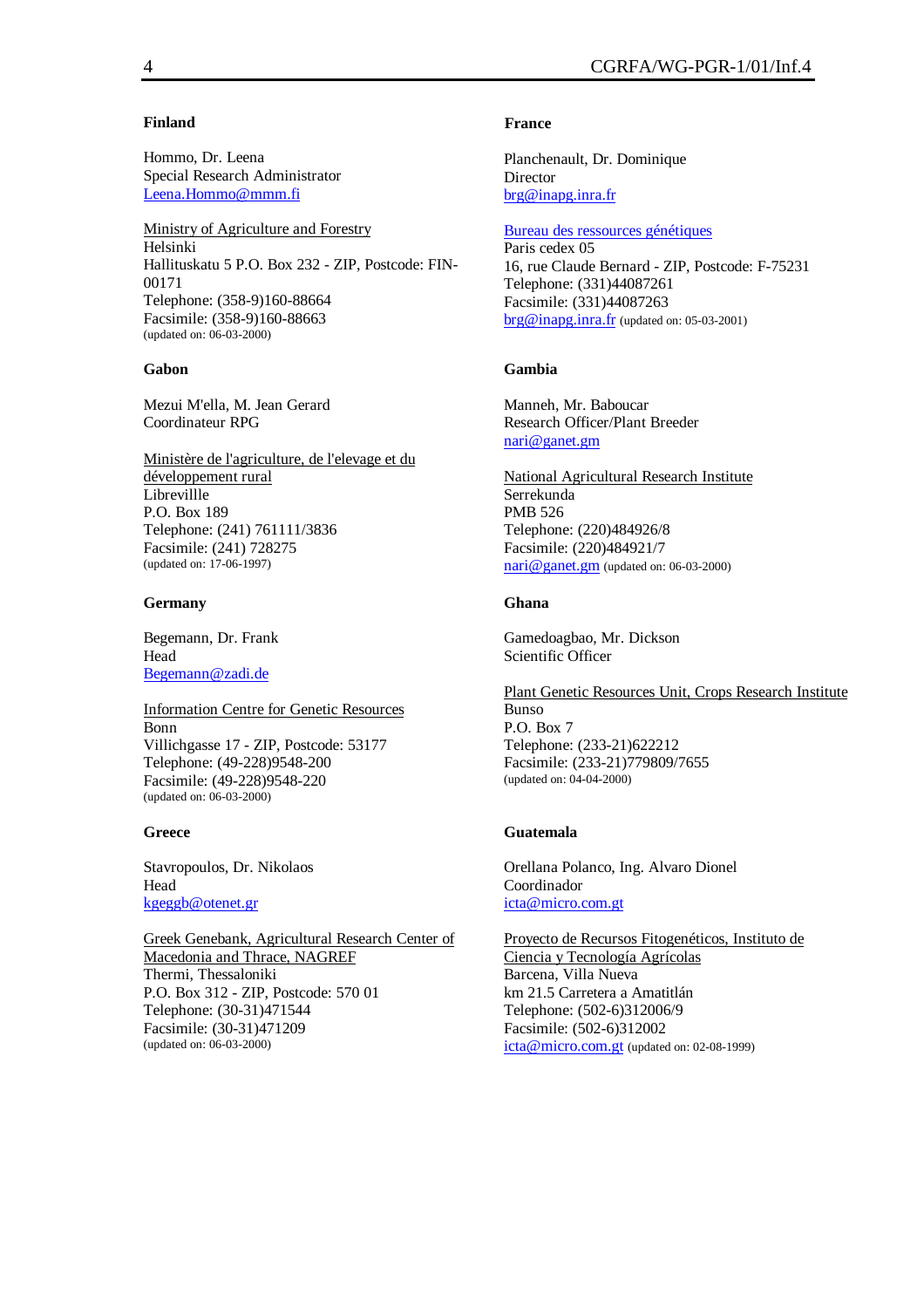**Finland**

Hommo, Dr. Leena
Special Research Administrator
Leena.Hommo@mmm.fi

Ministry of Agriculture and Forestry
Helsinki
Hallituskatu 5 P.O. Box 232 - ZIP, Postcode: FIN-00171
Telephone: (358-9)160-88664
Facsimile: (358-9)160-88663
(updated on: 06-03-2000)

**France**

Planchenault, Dr. Dominique
Director
brg@inapg.inra.fr

Bureau des ressources génétiques
Paris cedex 05
16, rue Claude Bernard - ZIP, Postcode: F-75231
Telephone: (331)44087261
Facsimile: (331)44087263
brg@inapg.inra.fr (updated on: 05-03-2001)

**Gabon**

Mezui M'ella, M. Jean Gerard
Coordinateur RPG

Ministère de l'agriculture, de l'elevage et du développement rural
Librevillle
P.O. Box 189
Telephone: (241) 761111/3836
Facsimile: (241) 728275
(updated on: 17-06-1997)

**Gambia**

Manneh, Mr. Baboucar
Research Officer/Plant Breeder
nari@ganet.gm

National Agricultural Research Institute
Serrekunda
PMB 526
Telephone: (220)484926/8
Facsimile: (220)484921/7
nari@ganet.gm (updated on: 06-03-2000)

**Germany**

Begemann, Dr. Frank
Head
Begemann@zadi.de

Information Centre for Genetic Resources
Bonn
Villichgasse 17 - ZIP, Postcode: 53177
Telephone: (49-228)9548-200
Facsimile: (49-228)9548-220
(updated on: 06-03-2000)

**Ghana**

Gamedoagbao, Mr. Dickson
Scientific Officer

Plant Genetic Resources Unit, Crops Research Institute
Bunso
P.O. Box 7
Telephone: (233-21)622212
Facsimile: (233-21)779809/7655
(updated on: 04-04-2000)

**Greece**

Stavropoulos, Dr. Nikolaos
Head
kgeggb@otenet.gr

Greek Genebank, Agricultural Research Center of Macedonia and Thrace, NAGREF
Thermi, Thessaloniki
P.O. Box 312 - ZIP, Postcode: 570 01
Telephone: (30-31)471544
Facsimile: (30-31)471209
(updated on: 06-03-2000)

**Guatemala**

Orellana Polanco, Ing. Alvaro Dionel
Coordinador
icta@micro.com.gt

Proyecto de Recursos Fitogenéticos, Instituto de Ciencia y Tecnología Agrícolas
Barcena, Villa Nueva
km 21.5 Carretera a Amatitlán
Telephone: (502-6)312006/9
Facsimile: (502-6)312002
icta@micro.com.gt (updated on: 02-08-1999)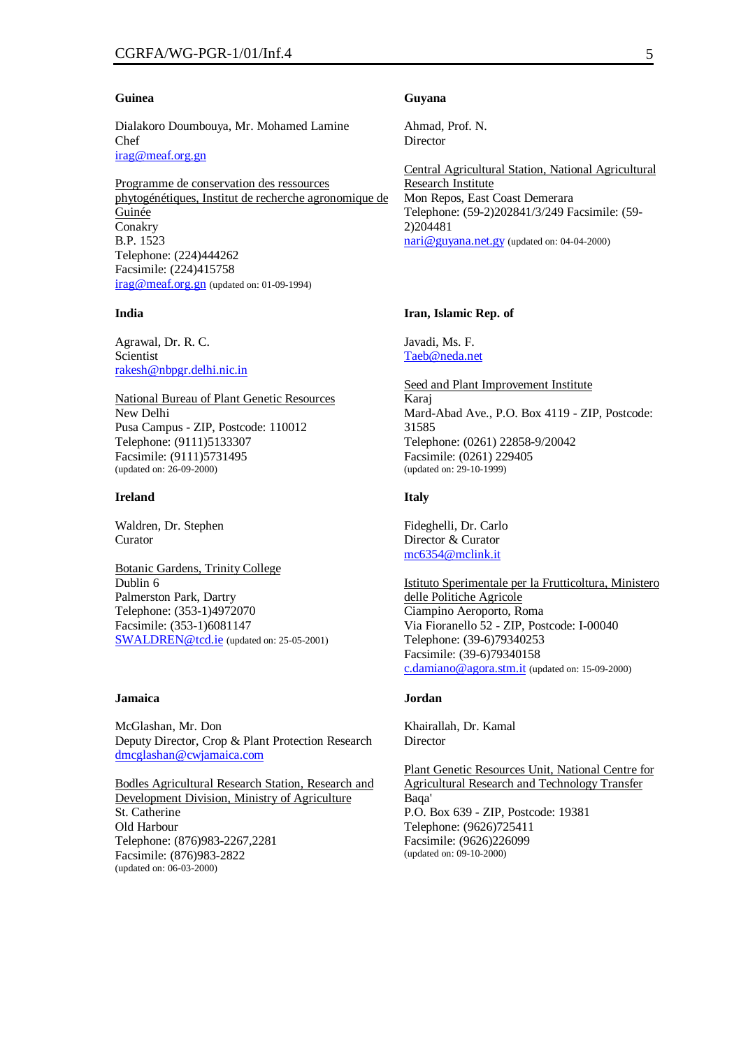**Guinea**

Dialakoro Doumbouya, Mr. Mohamed Lamine
Chef
irag@meaf.org.gn

Programme de conservation des ressources phytogénétiques, Institut de recherche agronomique de Guinée
Conakry
B.P. 1523
Telephone: (224)444262
Facsimile: (224)415758
irag@meaf.org.gn (updated on: 01-09-1994)

**Guyana**

Ahmad, Prof. N.
Director

Central Agricultural Station, National Agricultural Research Institute
Mon Repos, East Coast Demerara
Telephone: (59-2)202841/3/249 Facsimile: (59-2)204481
nari@guyana.net.gy (updated on: 04-04-2000)

**India**

Agrawal, Dr. R. C.
Scientist
rakesh@nbpgr.delhi.nic.in

National Bureau of Plant Genetic Resources
New Delhi
Pusa Campus - ZIP, Postcode: 110012
Telephone: (9111)5133307
Facsimile: (9111)5731495
(updated on: 26-09-2000)

**Iran, Islamic Rep. of**

Javadi, Ms. F.
Taeb@neda.net

Seed and Plant Improvement Institute
Karaj
Mard-Abad Ave., P.O. Box 4119 - ZIP, Postcode: 31585
Telephone: (0261) 22858-9/20042
Facsimile: (0261) 229405
(updated on: 29-10-1999)

**Ireland**

Waldren, Dr. Stephen
Curator

Botanic Gardens, Trinity College
Dublin 6
Palmerston Park, Dartry
Telephone: (353-1)4972070
Facsimile: (353-1)6081147
SWALDREN@tcd.ie (updated on: 25-05-2001)

**Italy**

Fideghelli, Dr. Carlo
Director & Curator
mc6354@mclink.it

Istituto Sperimentale per la Frutticoltura, Ministero delle Politiche Agricole
Ciampino Aeroporto, Roma
Via Fioranello 52 - ZIP, Postcode: I-00040
Telephone: (39-6)79340253
Facsimile: (39-6)79340158
c.damiano@agora.stm.it (updated on: 15-09-2000)

**Jamaica**

McGlashan, Mr. Don
Deputy Director, Crop & Plant Protection Research
dmcglashan@cwjamaica.com

Bodles Agricultural Research Station, Research and Development Division, Ministry of Agriculture
St. Catherine
Old Harbour
Telephone: (876)983-2267,2281
Facsimile: (876)983-2822
(updated on: 06-03-2000)

**Jordan**

Khairallah, Dr. Kamal
Director

Plant Genetic Resources Unit, National Centre for Agricultural Research and Technology Transfer
Baqa'
P.O. Box 639 - ZIP, Postcode: 19381
Telephone: (9626)725411
Facsimile: (9626)226099
(updated on: 09-10-2000)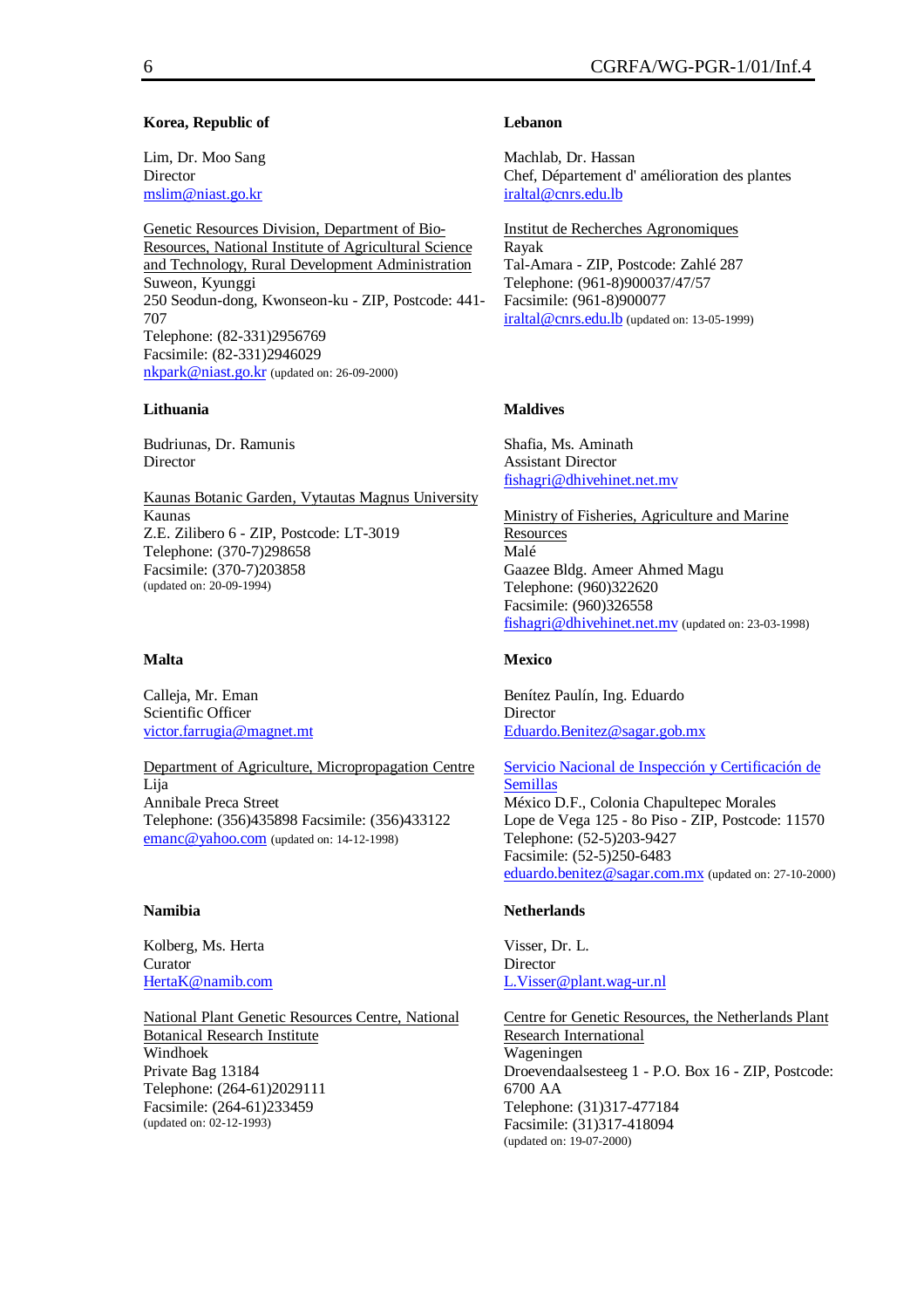**Korea, Republic of**

Lim, Dr. Moo Sang
Director
mslim@niast.go.kr

Genetic Resources Division, Department of Bio-Resources, National Institute of Agricultural Science and Technology, Rural Development Administration
Suweon, Kyunggi
250 Seodun-dong, Kwonseon-ku - ZIP, Postcode: 441-707
Telephone: (82-331)2956769
Facsimile: (82-331)2946029
nkpark@niast.go.kr (updated on: 26-09-2000)

**Lebanon**

Machlab, Dr. Hassan
Chef, Département d' amélioration des plantes
iraltal@cnrs.edu.lb

Institut de Recherches Agronomiques
Rayak
Tal-Amara - ZIP, Postcode: Zahlé 287
Telephone: (961-8)900037/47/57
Facsimile: (961-8)900077
iraltal@cnrs.edu.lb (updated on: 13-05-1999)

**Lithuania**

Budriunas, Dr. Ramunis
Director

Kaunas Botanic Garden, Vytautas Magnus University
Kaunas
Z.E. Zilibero 6 - ZIP, Postcode: LT-3019
Telephone: (370-7)298658
Facsimile: (370-7)203858
(updated on: 20-09-1994)

**Maldives**

Shafia, Ms. Aminath
Assistant Director
fishagri@dhivehinet.net.mv

Ministry of Fisheries, Agriculture and Marine Resources
Malé
Gaazee Bldg. Ameer Ahmed Magu
Telephone: (960)322620
Facsimile: (960)326558
fishagri@dhivehinet.net.mv (updated on: 23-03-1998)

**Malta**

Calleja, Mr. Eman
Scientific Officer
victor.farrugia@magnet.mt

Department of Agriculture, Micropropagation Centre
Lija
Annibale Preca Street
Telephone: (356)435898 Facsimile: (356)433122
emanc@yahoo.com (updated on: 14-12-1998)

**Mexico**

Benítez Paulín, Ing. Eduardo
Director
Eduardo.Benitez@sagar.gob.mx

Servicio Nacional de Inspección y Certificación de Semillas
México D.F., Colonia Chapultepec Morales
Lope de Vega 125 - 8o Piso - ZIP, Postcode: 11570
Telephone: (52-5)203-9427
Facsimile: (52-5)250-6483
eduardo.benitez@sagar.com.mx (updated on: 27-10-2000)

**Namibia**

Kolberg, Ms. Herta
Curator
HertaK@namib.com

National Plant Genetic Resources Centre, National Botanical Research Institute
Windhoek
Private Bag 13184
Telephone: (264-61)2029111
Facsimile: (264-61)233459
(updated on: 02-12-1993)

**Netherlands**

Visser, Dr. L.
Director
L.Visser@plant.wag-ur.nl

Centre for Genetic Resources, the Netherlands Plant Research International
Wageningen
Droevendaalsesteeg 1 - P.O. Box 16 - ZIP, Postcode: 6700 AA
Telephone: (31)317-477184
Facsimile: (31)317-418094
(updated on: 19-07-2000)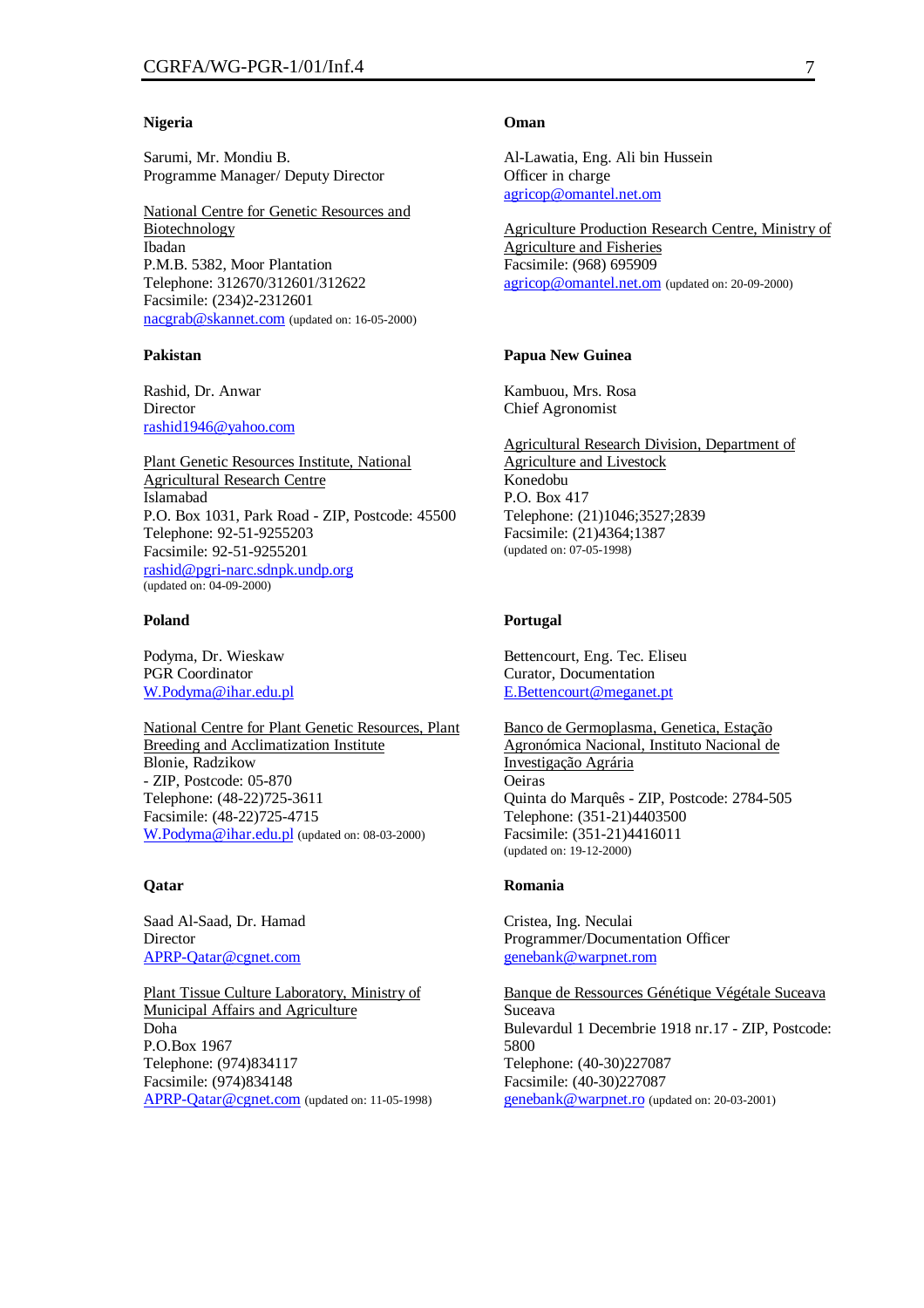**Nigeria**

Sarumi, Mr. Mondiu B.
Programme Manager/ Deputy Director

National Centre for Genetic Resources and Biotechnology
Ibadan
P.M.B. 5382, Moor Plantation
Telephone: 312670/312601/312622
Facsimile: (234)2-2312601
nacgrab@skannet.com (updated on: 16-05-2000)

**Pakistan**

Rashid, Dr. Anwar
Director
rashid1946@yahoo.com

Plant Genetic Resources Institute, National Agricultural Research Centre
Islamabad
P.O. Box 1031, Park Road - ZIP, Postcode: 45500
Telephone: 92-51-9255203
Facsimile: 92-51-9255201
rashid@pgri-narc.sdnpk.undp.org
(updated on: 04-09-2000)

**Poland**

Podyma, Dr. Wieskaw
PGR Coordinator
W.Podyma@ihar.edu.pl

National Centre for Plant Genetic Resources, Plant Breeding and Acclimatization Institute
Blonie, Radzikow
- ZIP, Postcode: 05-870
Telephone: (48-22)725-3611
Facsimile: (48-22)725-4715
W.Podyma@ihar.edu.pl (updated on: 08-03-2000)

**Qatar**

Saad Al-Saad, Dr. Hamad
Director
APRP-Qatar@cgnet.com

Plant Tissue Culture Laboratory, Ministry of Municipal Affairs and Agriculture
Doha
P.O.Box 1967
Telephone: (974)834117
Facsimile: (974)834148
APRP-Qatar@cgnet.com (updated on: 11-05-1998)

**Oman**

Al-Lawatia, Eng. Ali bin Hussein
Officer in charge
agricop@omantel.net.om

Agriculture Production Research Centre, Ministry of Agriculture and Fisheries
Facsimile: (968) 695909
agricop@omantel.net.om (updated on: 20-09-2000)

**Papua New Guinea**

Kambuou, Mrs. Rosa
Chief Agronomist

Agricultural Research Division, Department of Agriculture and Livestock
Konedobu
P.O. Box 417
Telephone: (21)1046;3527;2839
Facsimile: (21)4364;1387
(updated on: 07-05-1998)

**Portugal**

Bettencourt, Eng. Tec. Eliseu
Curator, Documentation
E.Bettencourt@meganet.pt

Banco de Germoplasma, Genetica, Estação Agronómica Nacional, Instituto Nacional de Investigação Agrária
Oeiras
Quinta do Marquês - ZIP, Postcode: 2784-505
Telephone: (351-21)4403500
Facsimile: (351-21)4416011
(updated on: 19-12-2000)

**Romania**

Cristea, Ing. Neculai
Programmer/Documentation Officer
genebank@warpnet.rom

Banque de Ressources Génétique Végétale Suceava
Suceava
Bulevardul 1 Decembrie 1918 nr.17 - ZIP, Postcode: 5800
Telephone: (40-30)227087
Facsimile: (40-30)227087
genebank@warpnet.ro (updated on: 20-03-2001)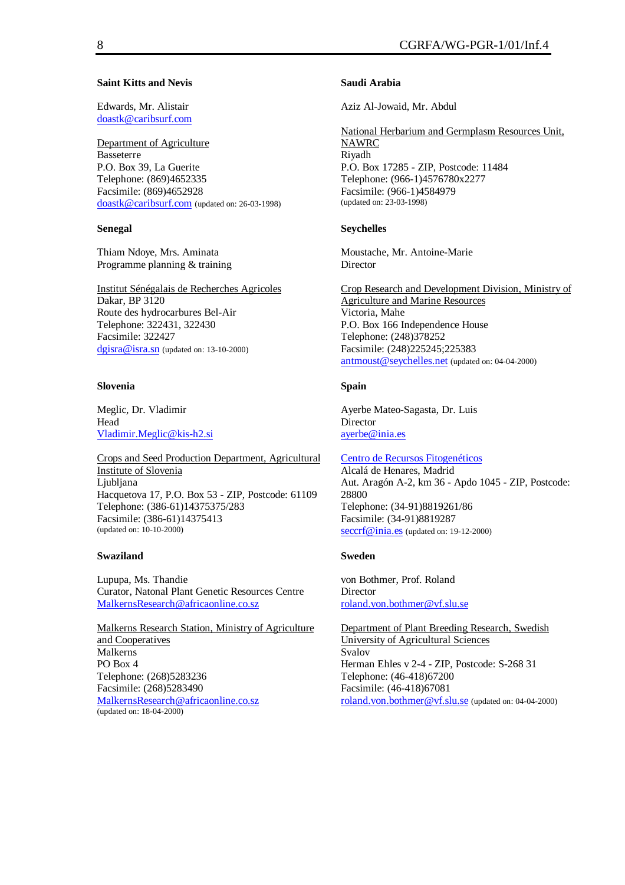### Saint Kitts and Nevis

Edwards, Mr. Alistair
doastk@caribsurf.com

Department of Agriculture
Basseterre
P.O. Box 39, La Guerite
Telephone: (869)4652335
Facsimile: (869)4652928
doastk@caribsurf.com (updated on: 26-03-1998)

### Senegal

Thiam Ndoye, Mrs. Aminata
Programme planning & training

Institut Sénégalais de Recherches Agricoles
Dakar, BP 3120
Route des hydrocarbures Bel-Air
Telephone: 322431, 322430
Facsimile: 322427
dgisra@isra.sn (updated on: 13-10-2000)

### Slovenia

Meglic, Dr. Vladimir
Head
Vladimir.Meglic@kis-h2.si

Crops and Seed Production Department, Agricultural Institute of Slovenia
Ljubljana
Hacquetova 17, P.O. Box 53 - ZIP, Postcode: 61109
Telephone: (386-61)14375375/283
Facsimile: (386-61)14375413
(updated on: 10-10-2000)

### Swaziland

Lupupa, Ms. Thandie
Curator, Natonal Plant Genetic Resources Centre
MalkernsResearch@africaonline.co.sz

Malkerns Research Station, Ministry of Agriculture and Cooperatives
Malkerns
PO Box 4
Telephone: (268)5283236
Facsimile: (268)5283490
MalkernsResearch@africaonline.co.sz
(updated on: 18-04-2000)

### Saudi Arabia

Aziz Al-Jowaid, Mr. Abdul

National Herbarium and Germplasm Resources Unit, NAWRC
Riyadh
P.O. Box 17285 - ZIP, Postcode: 11484
Telephone: (966-1)4576780x2277
Facsimile: (966-1)4584979
(updated on: 23-03-1998)

### Seychelles

Moustache, Mr. Antoine-Marie
Director

Crop Research and Development Division, Ministry of Agriculture and Marine Resources
Victoria, Mahe
P.O. Box 166 Independence House
Telephone: (248)378252
Facsimile: (248)225245;225383
antmoust@seychelles.net (updated on: 04-04-2000)

### Spain

Ayerbe Mateo-Sagasta, Dr. Luis
Director
ayerbe@inia.es

Centro de Recursos Fitogenéticos
Alcalá de Henares, Madrid
Aut. Aragón A-2, km 36 - Apdo 1045 - ZIP, Postcode: 28800
Telephone: (34-91)8819261/86
Facsimile: (34-91)8819287
seccrf@inia.es (updated on: 19-12-2000)

### Sweden

von Bothmer, Prof. Roland
Director
roland.von.bothmer@vf.slu.se

Department of Plant Breeding Research, Swedish University of Agricultural Sciences
Svalov
Herman Ehles v 2-4 - ZIP, Postcode: S-268 31
Telephone: (46-418)67200
Facsimile: (46-418)67081
roland.von.bothmer@vf.slu.se (updated on: 04-04-2000)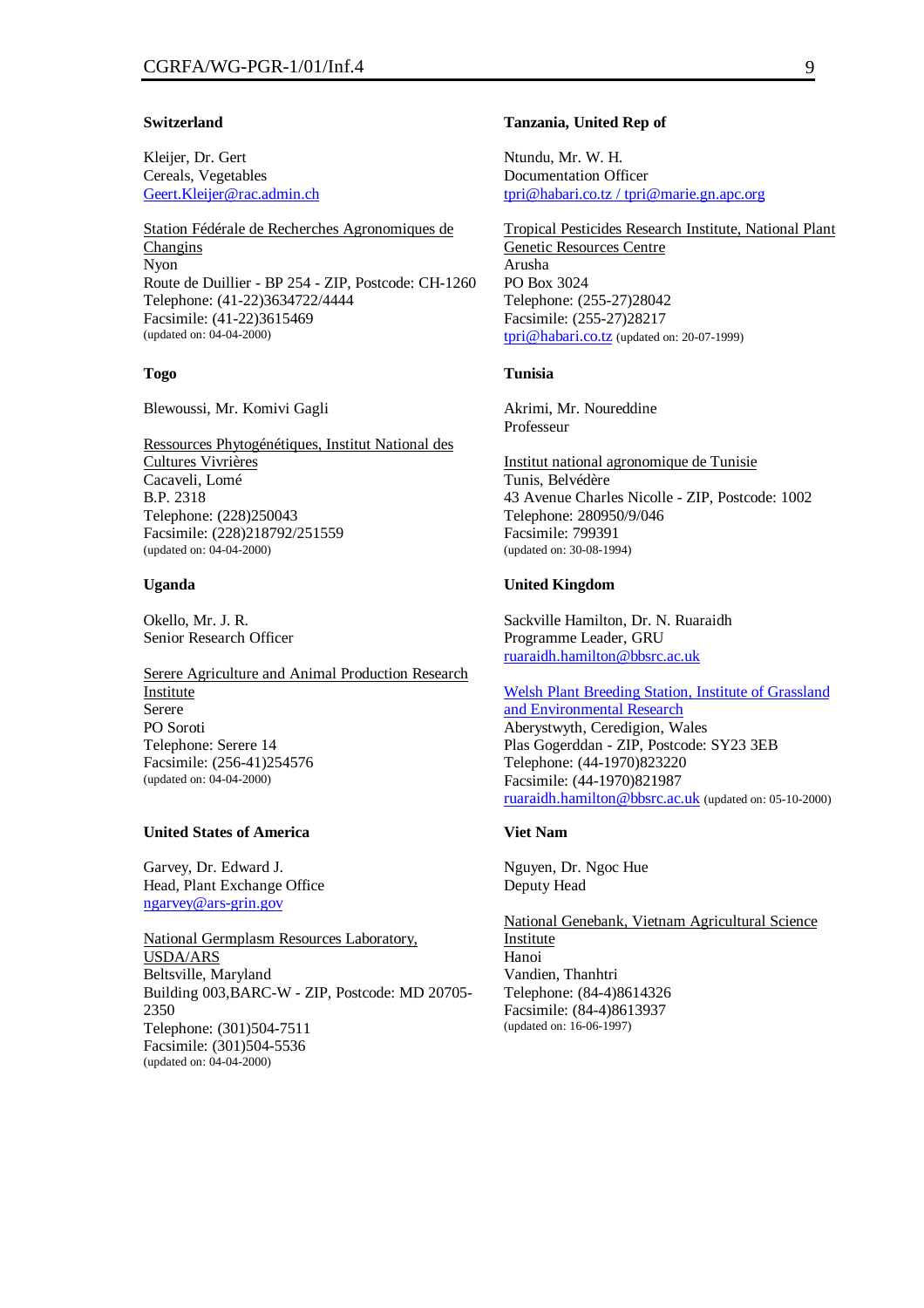**Switzerland**

Kleijer, Dr. Gert
Cereals, Vegetables
Geert.Kleijer@rac.admin.ch

Station Fédérale de Recherches Agronomiques de Changins
Nyon
Route de Duillier - BP 254 - ZIP, Postcode: CH-1260
Telephone: (41-22)3634722/4444
Facsimile: (41-22)3615469
(updated on: 04-04-2000)

**Tanzania, United Rep of**

Ntundu, Mr. W. H.
Documentation Officer
tpri@habari.co.tz / tpri@marie.gn.apc.org

Tropical Pesticides Research Institute, National Plant Genetic Resources Centre
Arusha
PO Box 3024
Telephone: (255-27)28042
Facsimile: (255-27)28217
tpri@habari.co.tz (updated on: 20-07-1999)

**Togo**

Blewoussi, Mr. Komivi Gagli

Ressources Phytogénétiques, Institut National des Cultures Vivrières
Cacaveli, Lomé
B.P. 2318
Telephone: (228)250043
Facsimile: (228)218792/251559
(updated on: 04-04-2000)

**Tunisia**

Akrimi, Mr. Noureddine
Professeur

Institut national agronomique de Tunisie
Tunis, Belvédère
43 Avenue Charles Nicolle - ZIP, Postcode: 1002
Telephone: 280950/9/046
Facsimile: 799391
(updated on: 30-08-1994)

**Uganda**

Okello, Mr. J. R.
Senior Research Officer

Serere Agriculture and Animal Production Research Institute
Serere
PO Soroti
Telephone: Serere 14
Facsimile: (256-41)254576
(updated on: 04-04-2000)

**United Kingdom**

Sackville Hamilton, Dr. N. Ruaraidh
Programme Leader, GRU
ruaraidh.hamilton@bbsrc.ac.uk

Welsh Plant Breeding Station, Institute of Grassland and Environmental Research
Aberystwyth, Ceredigion, Wales
Plas Gogerddan - ZIP, Postcode: SY23 3EB
Telephone: (44-1970)823220
Facsimile: (44-1970)821987
ruaraidh.hamilton@bbsrc.ac.uk (updated on: 05-10-2000)

**United States of America**

Garvey, Dr. Edward J.
Head, Plant Exchange Office
ngarvey@ars-grin.gov

National Germplasm Resources Laboratory, USDA/ARS
Beltsville, Maryland
Building 003,BARC-W - ZIP, Postcode: MD 20705-2350
Telephone: (301)504-7511
Facsimile: (301)504-5536
(updated on: 04-04-2000)

**Viet Nam**

Nguyen, Dr. Ngoc Hue
Deputy Head

National Genebank, Vietnam Agricultural Science Institute
Hanoi
Vandien, Thanhtri
Telephone: (84-4)8614326
Facsimile: (84-4)8613937
(updated on: 16-06-1997)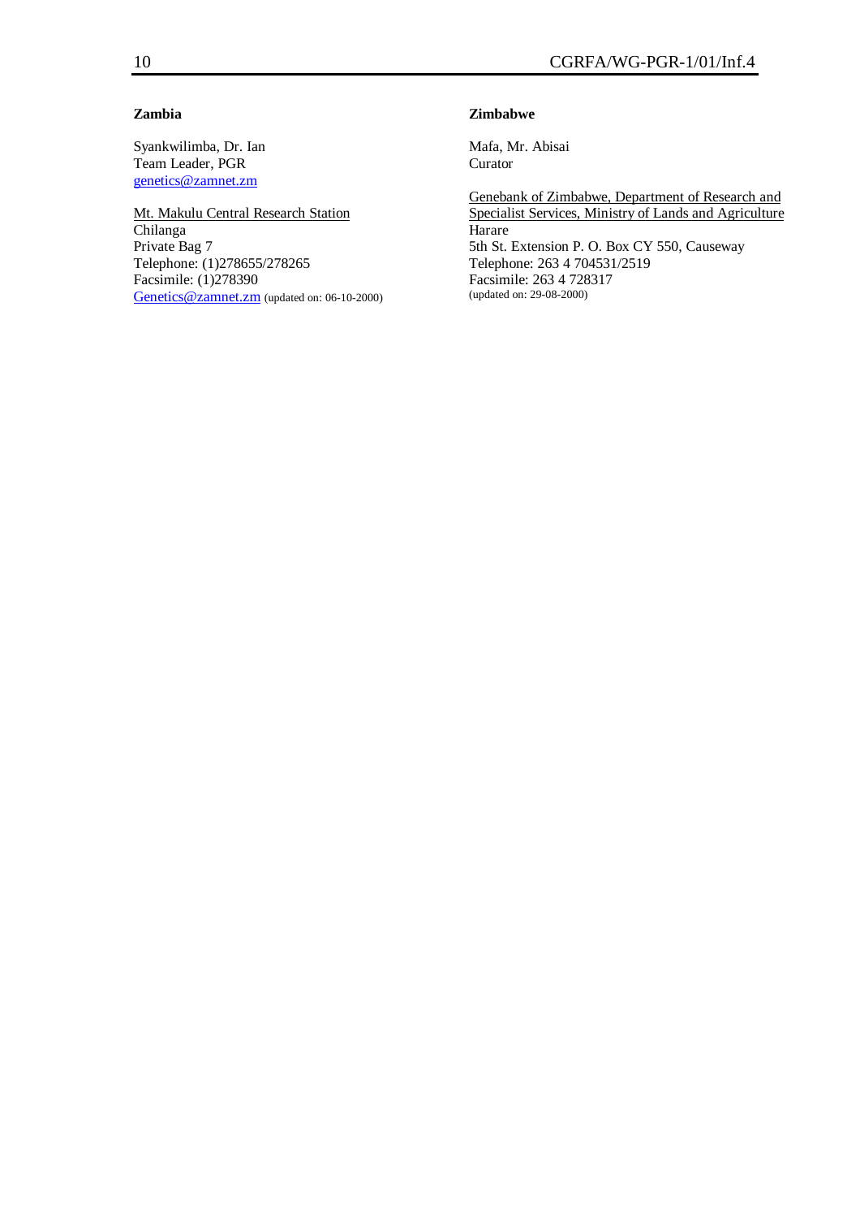**Zambia**

Syankwilimba, Dr. Ian
Team Leader, PGR
genetics@zamnet.zm

Mt. Makulu Central Research Station
Chilanga
Private Bag 7
Telephone: (1)278655/278265
Facsimile: (1)278390
Genetics@zamnet.zm (updated on: 06-10-2000)

**Zimbabwe**

Mafa, Mr. Abisai
Curator

Genebank of Zimbabwe, Department of Research and Specialist Services, Ministry of Lands and Agriculture
Harare
5th St. Extension P. O. Box CY 550, Causeway
Telephone: 263 4 704531/2519
Facsimile: 263 4 728317
(updated on: 29-08-2000)